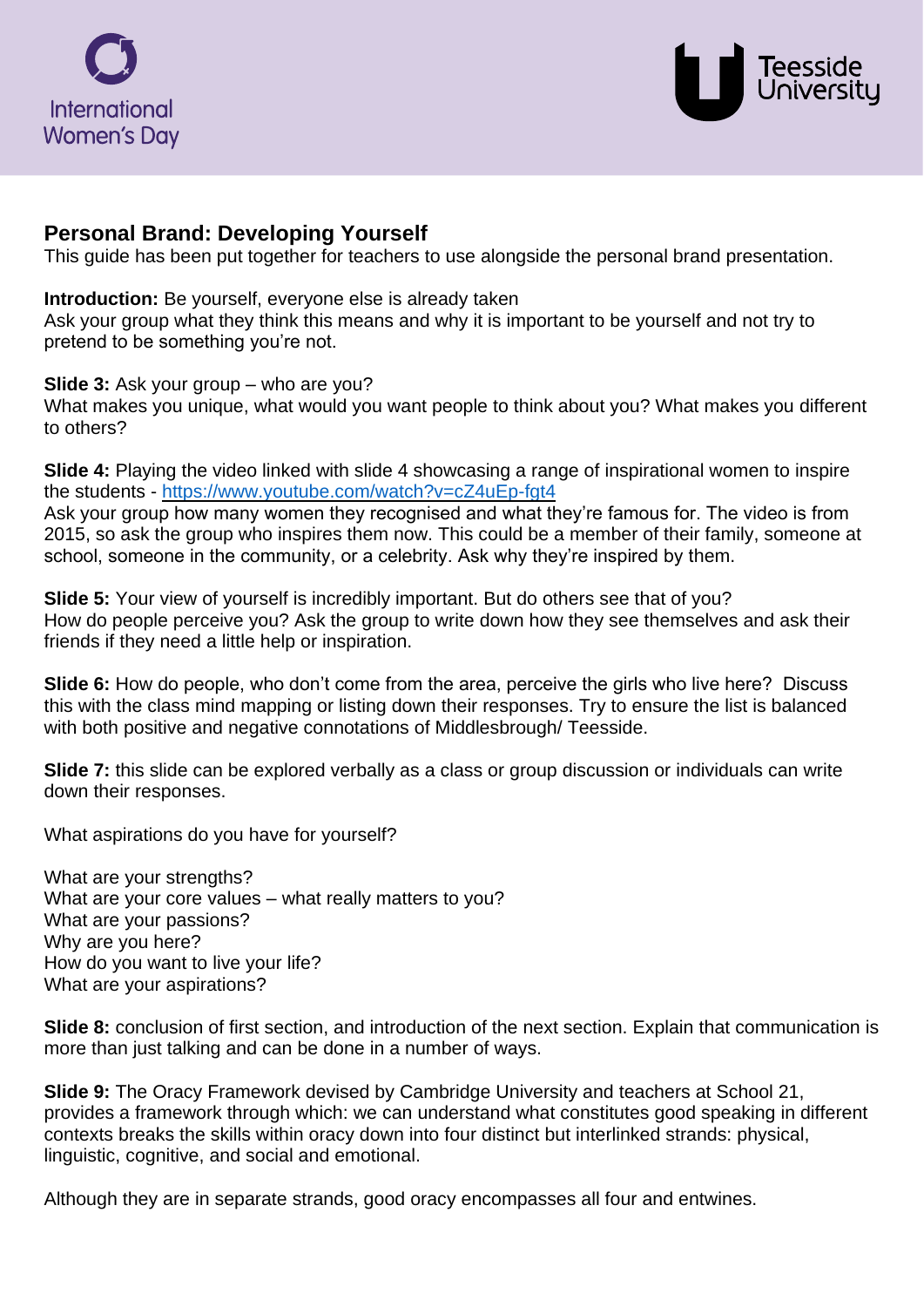## Personal Brand: Developing Yourself

This guide has been put together for teachers to use alongside the personal brand presentation.

**Introduction:** Be yourself, everyone else is already taken
Ask your group what they think this means and why it is important to be yourself and not try to pretend to be something you're not.

**Slide 3:** Ask your group – who are you?
What makes you unique, what would you want people to think about you? What makes you different to others?

**Slide 4:** Playing the video linked with slide 4 showcasing a range of inspirational women to inspire the students - https://www.youtube.com/watch?v=cZ4uEp-fgt4
Ask your group how many women they recognised and what they're famous for. The video is from 2015, so ask the group who inspires them now. This could be a member of their family, someone at school, someone in the community, or a celebrity. Ask why they're inspired by them.

**Slide 5:** Your view of yourself is incredibly important. But do others see that of you?
How do people perceive you? Ask the group to write down how they see themselves and ask their friends if they need a little help or inspiration.

**Slide 6:** How do people, who don't come from the area, perceive the girls who live here? Discuss this with the class mind mapping or listing down their responses. Try to ensure the list is balanced with both positive and negative connotations of Middlesbrough/ Teesside.

**Slide 7:** this slide can be explored verbally as a class or group discussion or individuals can write down their responses.

What aspirations do you have for yourself?

What are your strengths?
What are your core values – what really matters to you?
What are your passions?
Why are you here?
How do you want to live your life?
What are your aspirations?

**Slide 8:** conclusion of first section, and introduction of the next section. Explain that communication is more than just talking and can be done in a number of ways.

**Slide 9:** The Oracy Framework devised by Cambridge University and teachers at School 21, provides a framework through which: we can understand what constitutes good speaking in different contexts breaks the skills within oracy down into four distinct but interlinked strands: physical, linguistic, cognitive, and social and emotional.

Although they are in separate strands, good oracy encompasses all four and entwines.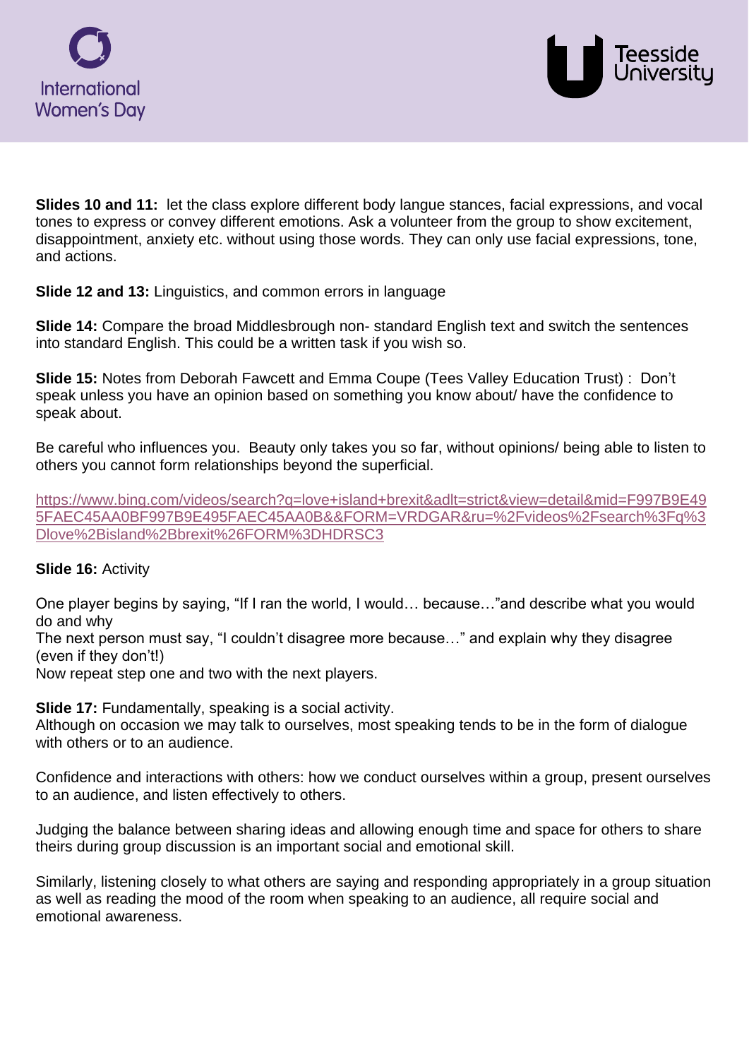**Slides 10 and 11:** let the class explore different body langue stances, facial expressions, and vocal tones to express or convey different emotions. Ask a volunteer from the group to show excitement, disappointment, anxiety etc. without using those words. They can only use facial expressions, tone, and actions.

**Slide 12 and 13:** Linguistics, and common errors in language

**Slide 14:** Compare the broad Middlesbrough non- standard English text and switch the sentences into standard English. This could be a written task if you wish so.

**Slide 15:** Notes from Deborah Fawcett and Emma Coupe (Tees Valley Education Trust) : Don't speak unless you have an opinion based on something you know about/ have the confidence to speak about.

Be careful who influences you. Beauty only takes you so far, without opinions/ being able to listen to others you cannot form relationships beyond the superficial.

https://www.bing.com/videos/search?q=love+island+brexit&adlt=strict&view=detail&mid=F997B9E495FAEC45AA0BF997B9E495FAEC45AA0B&&FORM=VRDGAR&ru=%2Fvideos%2Fsearch%3Fq%3Dlove%2Bisland%2Bbrexit%26FORM%3DHDRSC3

**Slide 16:** Activity

One player begins by saying, "If I ran the world, I would… because…"and describe what you would do and why
The next person must say, "I couldn't disagree more because…" and explain why they disagree (even if they don't!)
Now repeat step one and two with the next players.

**Slide 17:** Fundamentally, speaking is a social activity.
Although on occasion we may talk to ourselves, most speaking tends to be in the form of dialogue with others or to an audience.

Confidence and interactions with others: how we conduct ourselves within a group, present ourselves to an audience, and listen effectively to others.

Judging the balance between sharing ideas and allowing enough time and space for others to share theirs during group discussion is an important social and emotional skill.

Similarly, listening closely to what others are saying and responding appropriately in a group situation as well as reading the mood of the room when speaking to an audience, all require social and emotional awareness.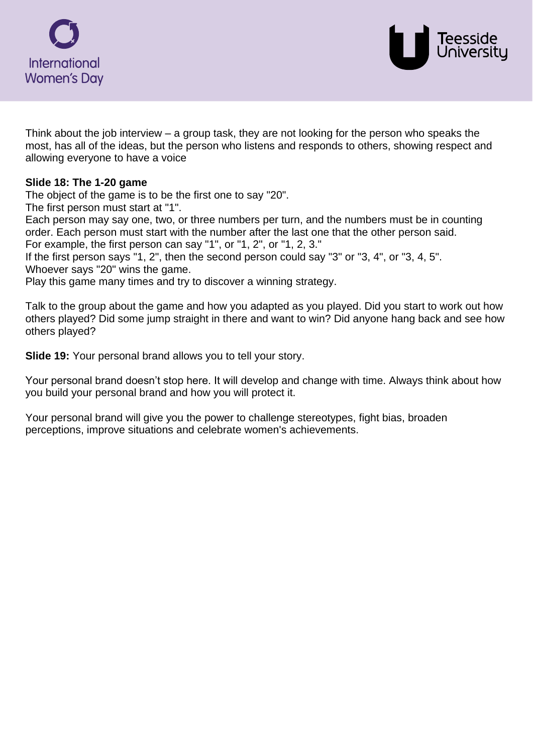Think about the job interview – a group task, they are not looking for the person who speaks the most, has all of the ideas, but the person who listens and responds to others, showing respect and allowing everyone to have a voice

**Slide 18: The 1-20 game**
The object of the game is to be the first one to say "20".
The first person must start at "1".
Each person may say one, two, or three numbers per turn, and the numbers must be in counting order. Each person must start with the number after the last one that the other person said.
For example, the first person can say "1", or "1, 2", or "1, 2, 3."
If the first person says "1, 2", then the second person could say "3" or "3, 4", or "3, 4, 5".
Whoever says "20" wins the game.
Play this game many times and try to discover a winning strategy.

Talk to the group about the game and how you adapted as you played. Did you start to work out how others played? Did some jump straight in there and want to win? Did anyone hang back and see how others played?

**Slide 19:** Your personal brand allows you to tell your story.

Your personal brand doesn't stop here. It will develop and change with time. Always think about how you build your personal brand and how you will protect it.

Your personal brand will give you the power to challenge stereotypes, fight bias, broaden perceptions, improve situations and celebrate women's achievements.